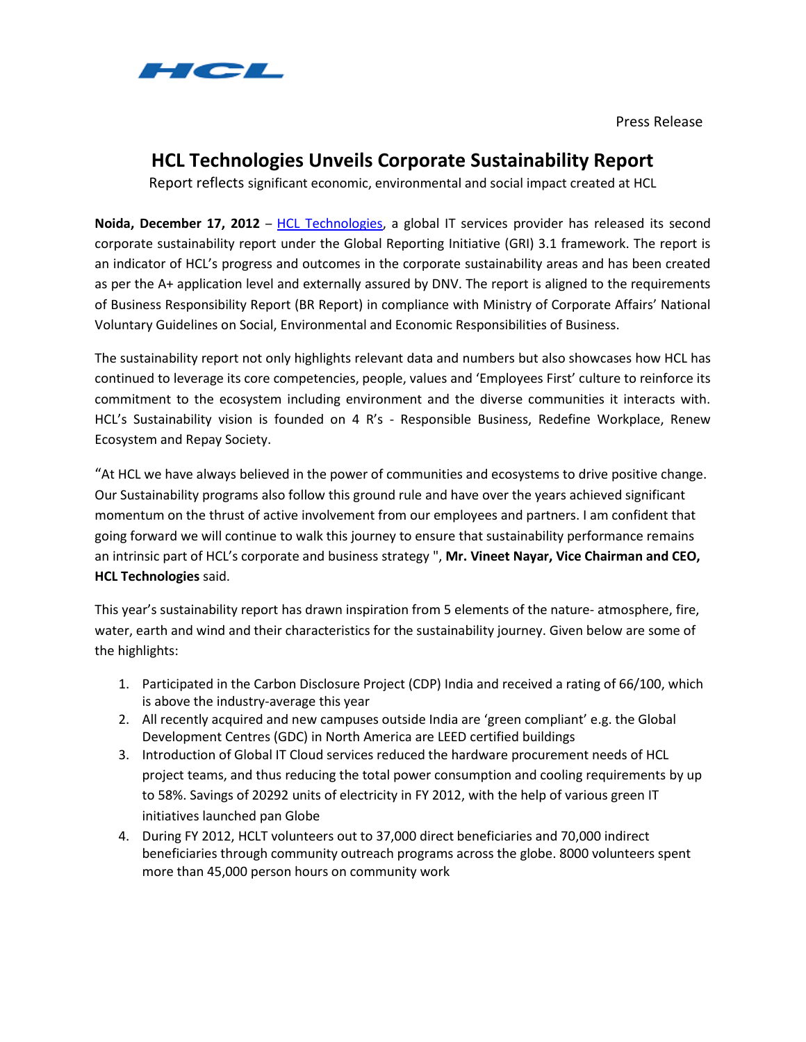HCL

Press Release

# HCL Technologies Unveils Corporate Sustainability Report

Report reflects significant economic, environmental and social impact created at HCL

**Noida, December 17, 2012** – [HCL Technologies](HCL Technologies), a global IT services provider has released its second corporate sustainability report under the Global Reporting Initiative (GRI) 3.1 framework. The report is an indicator of HCL's progress and outcomes in the corporate sustainability areas and has been created as per the A+ application level and externally assured by DNV. The report is aligned to the requirements of Business Responsibility Report (BR Report) in compliance with Ministry of Corporate Affairs' National Voluntary Guidelines on Social, Environmental and Economic Responsibilities of Business.

The sustainability report not only highlights relevant data and numbers but also showcases how HCL has continued to leverage its core competencies, people, values and 'Employees First' culture to reinforce its commitment to the ecosystem including environment and the diverse communities it interacts with. HCL's Sustainability vision is founded on 4 R's - Responsible Business, Redefine Workplace, Renew Ecosystem and Repay Society.

"At HCL we have always believed in the power of communities and ecosystems to drive positive change. Our Sustainability programs also follow this ground rule and have over the years achieved significant momentum on the thrust of active involvement from our employees and partners. I am confident that going forward we will continue to walk this journey to ensure that sustainability performance remains an intrinsic part of HCL's corporate and business strategy ", **Mr. Vineet Nayar, Vice Chairman and CEO, HCL Technologies** said.

This year's sustainability report has drawn inspiration from 5 elements of the nature- atmosphere, fire, water, earth and wind and their characteristics for the sustainability journey. Given below are some of the highlights:

1. Participated in the Carbon Disclosure Project (CDP) India and received a rating of 66/100, which is above the industry-average this year
2. All recently acquired and new campuses outside India are 'green compliant' e.g. the Global Development Centres (GDC) in North America are LEED certified buildings
3. Introduction of Global IT Cloud services reduced the hardware procurement needs of HCL project teams, and thus reducing the total power consumption and cooling requirements by up to 58%. Savings of 20292 units of electricity in FY 2012, with the help of various green IT initiatives launched pan Globe
4. During FY 2012, HCLT volunteers out to 37,000 direct beneficiaries and 70,000 indirect beneficiaries through community outreach programs across the globe. 8000 volunteers spent more than 45,000 person hours on community work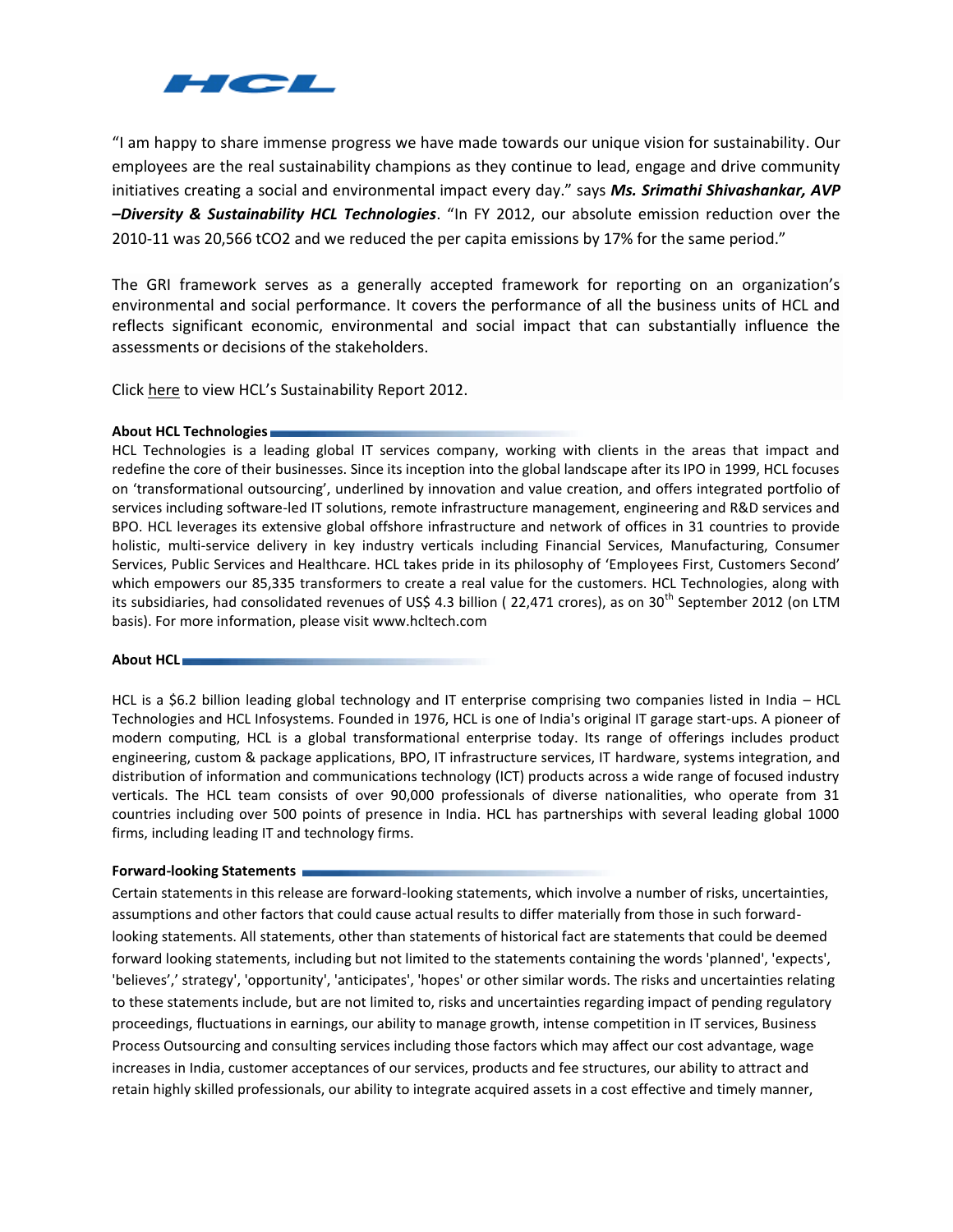"I am happy to share immense progress we have made towards our unique vision for sustainability. Our employees are the real sustainability champions as they continue to lead, engage and drive community initiatives creating a social and environmental impact every day." says ***Ms. Srimathi Shivashankar, AVP –Diversity & Sustainability HCL Technologies***. "In FY 2012, our absolute emission reduction over the 2010-11 was 20,566 tCO2 and we reduced the per capita emissions by 17% for the same period."

The GRI framework serves as a generally accepted framework for reporting on an organization's environmental and social performance. It covers the performance of all the business units of HCL and reflects significant economic, environmental and social impact that can substantially influence the assessments or decisions of the stakeholders.

Click here to view HCL's Sustainability Report 2012.

**About HCL Technologies**

HCL Technologies is a leading global IT services company, working with clients in the areas that impact and redefine the core of their businesses. Since its inception into the global landscape after its IPO in 1999, HCL focuses on 'transformational outsourcing', underlined by innovation and value creation, and offers integrated portfolio of services including software-led IT solutions, remote infrastructure management, engineering and R&D services and BPO. HCL leverages its extensive global offshore infrastructure and network of offices in 31 countries to provide holistic, multi-service delivery in key industry verticals including Financial Services, Manufacturing, Consumer Services, Public Services and Healthcare. HCL takes pride in its philosophy of 'Employees First, Customers Second' which empowers our 85,335 transformers to create a real value for the customers. HCL Technologies, along with its subsidiaries, had consolidated revenues of US$ 4.3 billion ( 22,471 crores), as on 30th September 2012 (on LTM basis). For more information, please visit www.hcltech.com

**About HCL**

HCL is a $6.2 billion leading global technology and IT enterprise comprising two companies listed in India – HCL Technologies and HCL Infosystems. Founded in 1976, HCL is one of India's original IT garage start-ups. A pioneer of modern computing, HCL is a global transformational enterprise today. Its range of offerings includes product engineering, custom & package applications, BPO, IT infrastructure services, IT hardware, systems integration, and distribution of information and communications technology (ICT) products across a wide range of focused industry verticals. The HCL team consists of over 90,000 professionals of diverse nationalities, who operate from 31 countries including over 500 points of presence in India. HCL has partnerships with several leading global 1000 firms, including leading IT and technology firms.

**Forward-looking Statements**

Certain statements in this release are forward-looking statements, which involve a number of risks, uncertainties, assumptions and other factors that could cause actual results to differ materially from those in such forward-looking statements. All statements, other than statements of historical fact are statements that could be deemed forward looking statements, including but not limited to the statements containing the words 'planned', 'expects', 'believes',' strategy', 'opportunity', 'anticipates', 'hopes' or other similar words. The risks and uncertainties relating to these statements include, but are not limited to, risks and uncertainties regarding impact of pending regulatory proceedings, fluctuations in earnings, our ability to manage growth, intense competition in IT services, Business Process Outsourcing and consulting services including those factors which may affect our cost advantage, wage increases in India, customer acceptances of our services, products and fee structures, our ability to attract and retain highly skilled professionals, our ability to integrate acquired assets in a cost effective and timely manner,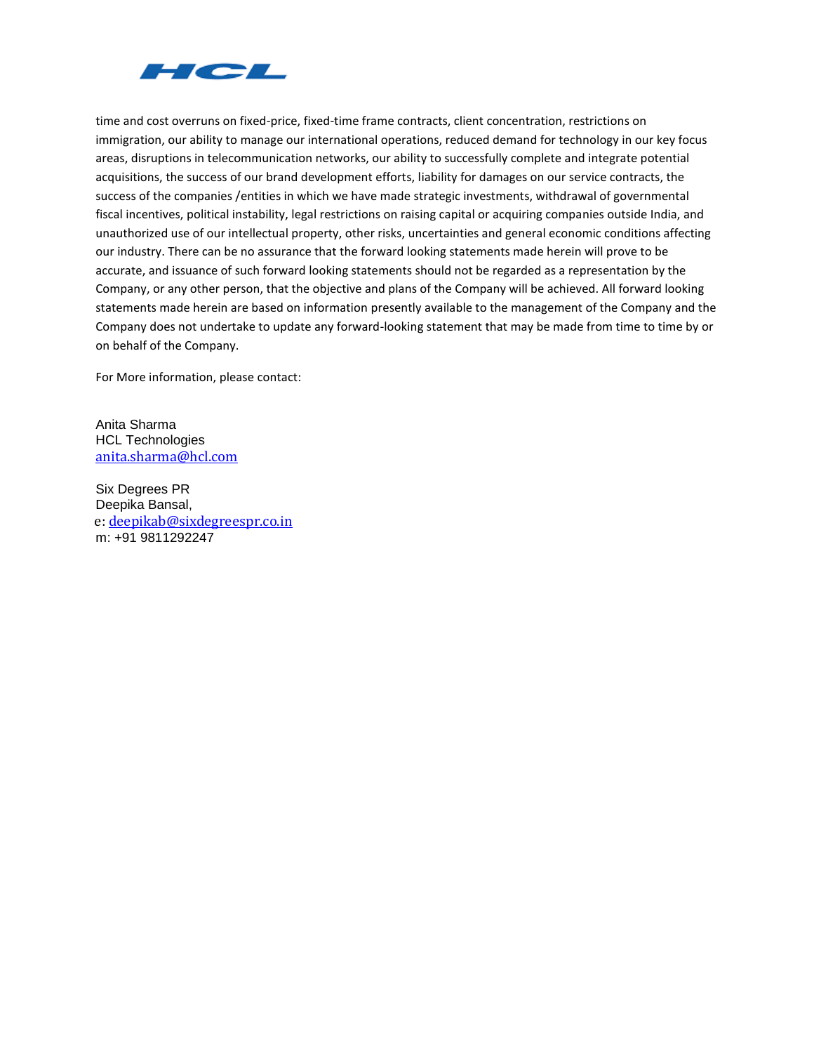time and cost overruns on fixed-price, fixed-time frame contracts, client concentration, restrictions on immigration, our ability to manage our international operations, reduced demand for technology in our key focus areas, disruptions in telecommunication networks, our ability to successfully complete and integrate potential acquisitions, the success of our brand development efforts, liability for damages on our service contracts, the success of the companies /entities in which we have made strategic investments, withdrawal of governmental fiscal incentives, political instability, legal restrictions on raising capital or acquiring companies outside India, and unauthorized use of our intellectual property, other risks, uncertainties and general economic conditions affecting our industry. There can be no assurance that the forward looking statements made herein will prove to be accurate, and issuance of such forward looking statements should not be regarded as a representation by the Company, or any other person, that the objective and plans of the Company will be achieved. All forward looking statements made herein are based on information presently available to the management of the Company and the Company does not undertake to update any forward-looking statement that may be made from time to time by or on behalf of the Company.

For More information, please contact:

Anita Sharma
HCL Technologies
anita.sharma@hcl.com

Six Degrees PR
Deepika Bansal,
e: deepikab@sixdegreespr.co.in
m: +91 9811292247